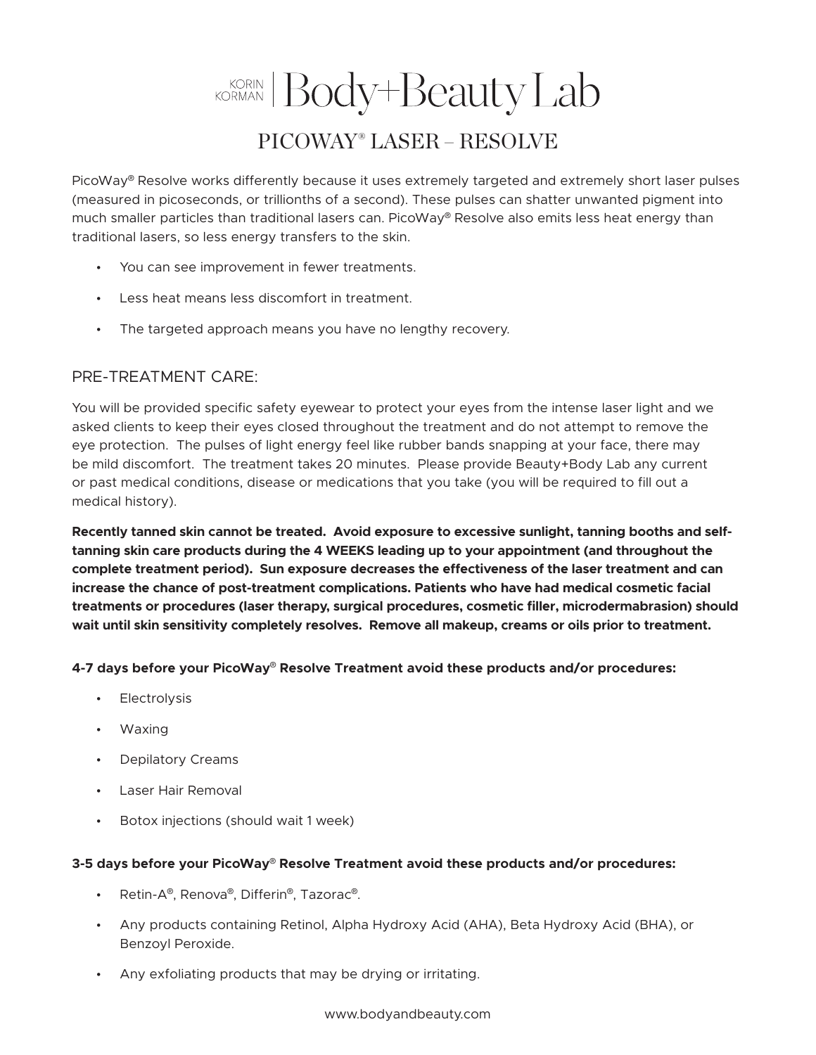# KORIN KORMAN | Body+Beauty Lab

## PICOWAY® LASER – RESOLVE

PicoWay® Resolve works differently because it uses extremely targeted and extremely short laser pulses (measured in picoseconds, or trillionths of a second). These pulses can shatter unwanted pigment into much smaller particles than traditional lasers can. PicoWay® Resolve also emits less heat energy than traditional lasers, so less energy transfers to the skin.

- You can see improvement in fewer treatments.
- Less heat means less discomfort in treatment.
- The targeted approach means you have no lengthy recovery.

### PRE-TREATMENT CARE:

You will be provided specific safety eyewear to protect your eyes from the intense laser light and we asked clients to keep their eyes closed throughout the treatment and do not attempt to remove the eye protection. The pulses of light energy feel like rubber bands snapping at your face, there may be mild discomfort. The treatment takes 20 minutes. Please provide Beauty+Body Lab any current or past medical conditions, disease or medications that you take (you will be required to fill out a medical history).

**Recently tanned skin cannot be treated. Avoid exposure to excessive sunlight, tanning booths and self-tanning skin care products during the 4 WEEKS leading up to your appointment (and throughout the complete treatment period). Sun exposure decreases the effectiveness of the laser treatment and can increase the chance of post-treatment complications. Patients who have had medical cosmetic facial treatments or procedures (laser therapy, surgical procedures, cosmetic filler, microdermabrasion) should wait until skin sensitivity completely resolves. Remove all makeup, creams or oils prior to treatment.**

**4-7 days before your PicoWay® Resolve Treatment avoid these products and/or procedures:**

- Electrolysis
- Waxing
- Depilatory Creams
- Laser Hair Removal
- Botox injections (should wait 1 week)

**3-5 days before your PicoWay® Resolve Treatment avoid these products and/or procedures:**

- Retin-A®, Renova®, Differin®, Tazorac®.
- Any products containing Retinol, Alpha Hydroxy Acid (AHA), Beta Hydroxy Acid (BHA), or Benzoyl Peroxide.
- Any exfoliating products that may be drying or irritating.

www.bodyandbeauty.com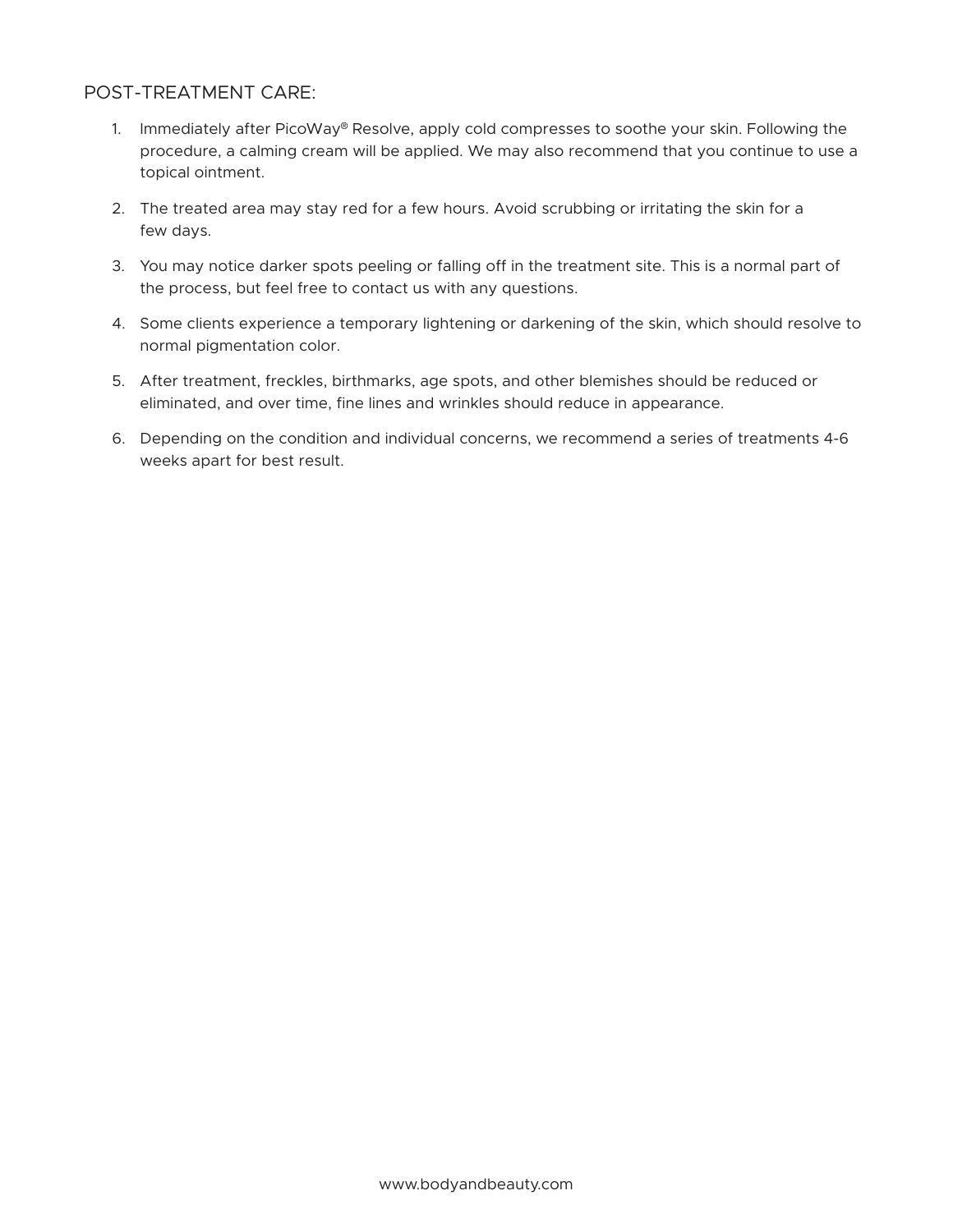## POST-TREATMENT CARE:

1. Immediately after PicoWay® Resolve, apply cold compresses to soothe your skin. Following the procedure, a calming cream will be applied. We may also recommend that you continue to use a topical ointment.
2. The treated area may stay red for a few hours. Avoid scrubbing or irritating the skin for a few days.
3. You may notice darker spots peeling or falling off in the treatment site. This is a normal part of the process, but feel free to contact us with any questions.
4. Some clients experience a temporary lightening or darkening of the skin, which should resolve to normal pigmentation color.
5. After treatment, freckles, birthmarks, age spots, and other blemishes should be reduced or eliminated, and over time, fine lines and wrinkles should reduce in appearance.
6. Depending on the condition and individual concerns, we recommend a series of treatments 4-6 weeks apart for best result.

www.bodyandbeauty.com